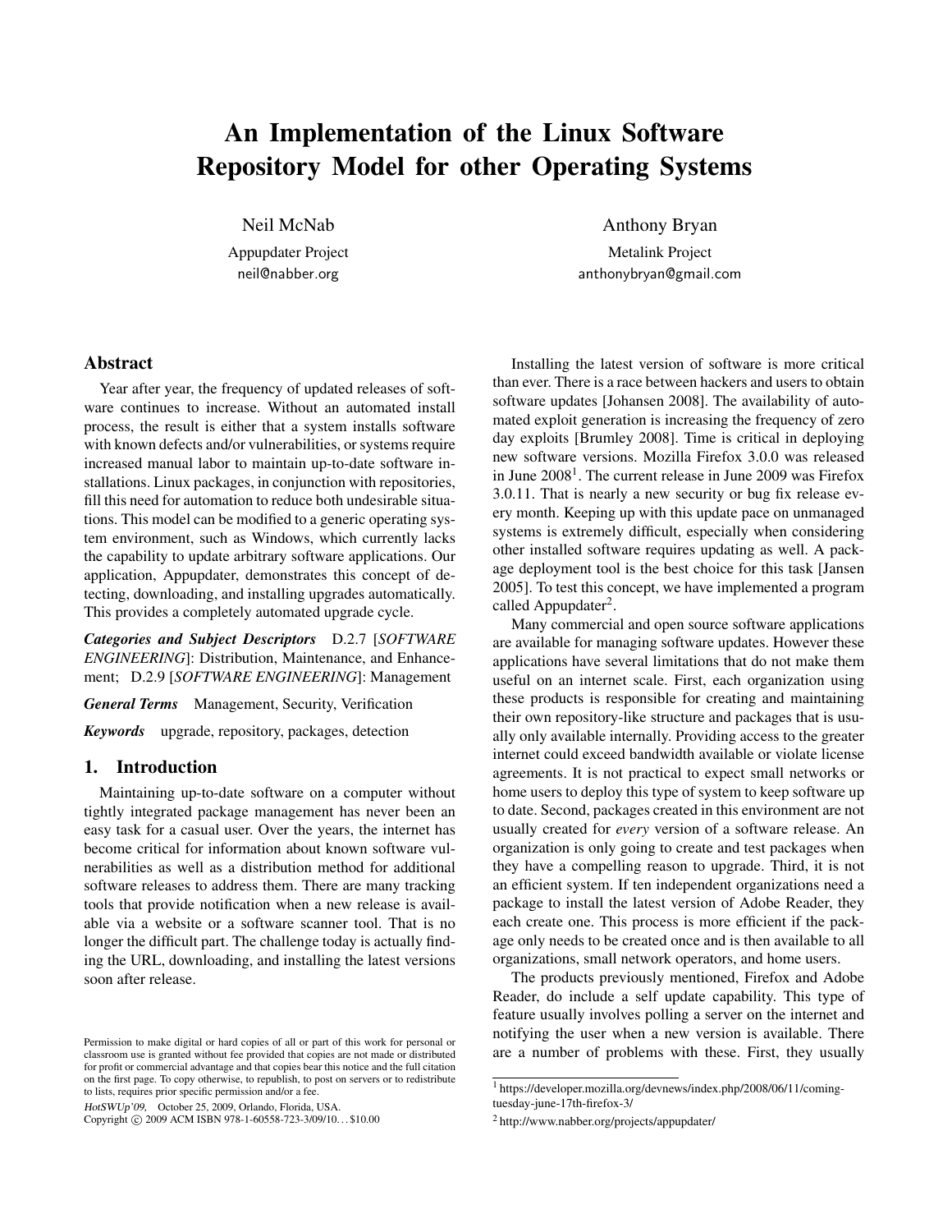# An Implementation of the Linux Software Repository Model for other Operating Systems

Neil McNab
Appupdater Project
neil@nabber.org

Anthony Bryan
Metalink Project
anthonybryan@gmail.com

## Abstract

Year after year, the frequency of updated releases of software continues to increase. Without an automated install process, the result is either that a system installs software with known defects and/or vulnerabilities, or systems require increased manual labor to maintain up-to-date software installations. Linux packages, in conjunction with repositories, fill this need for automation to reduce both undesirable situations. This model can be modified to a generic operating system environment, such as Windows, which currently lacks the capability to update arbitrary software applications. Our application, Appupdater, demonstrates this concept of detecting, downloading, and installing upgrades automatically. This provides a completely automated upgrade cycle.

***Categories and Subject Descriptors*** D.2.7 [*SOFTWARE ENGINEERING*]: Distribution, Maintenance, and Enhancement; D.2.9 [*SOFTWARE ENGINEERING*]: Management

***General Terms*** Management, Security, Verification

***Keywords*** upgrade, repository, packages, detection

## 1. Introduction

Maintaining up-to-date software on a computer without tightly integrated package management has never been an easy task for a casual user. Over the years, the internet has become critical for information about known software vulnerabilities as well as a distribution method for additional software releases to address them. There are many tracking tools that provide notification when a new release is available via a website or a software scanner tool. That is no longer the difficult part. The challenge today is actually finding the URL, downloading, and installing the latest versions soon after release.

Installing the latest version of software is more critical than ever. There is a race between hackers and users to obtain software updates [Johansen 2008]. The availability of automated exploit generation is increasing the frequency of zero day exploits [Brumley 2008]. Time is critical in deploying new software versions. Mozilla Firefox 3.0.0 was released in June 2008[1]. The current release in June 2009 was Firefox 3.0.11. That is nearly a new security or bug fix release every month. Keeping up with this update pace on unmanaged systems is extremely difficult, especially when considering other installed software requires updating as well. A package deployment tool is the best choice for this task [Jansen 2005]. To test this concept, we have implemented a program called Appupdater[2].

Many commercial and open source software applications are available for managing software updates. However these applications have several limitations that do not make them useful on an internet scale. First, each organization using these products is responsible for creating and maintaining their own repository-like structure and packages that is usually only available internally. Providing access to the greater internet could exceed bandwidth available or violate license agreements. It is not practical to expect small networks or home users to deploy this type of system to keep software up to date. Second, packages created in this environment are not usually created for *every* version of a software release. An organization is only going to create and test packages when they have a compelling reason to upgrade. Third, it is not an efficient system. If ten independent organizations need a package to install the latest version of Adobe Reader, they each create one. This process is more efficient if the package only needs to be created once and is then available to all organizations, small network operators, and home users.

The products previously mentioned, Firefox and Adobe Reader, do include a self update capability. This type of feature usually involves polling a server on the internet and notifying the user when a new version is available. There are a number of problems with these. First, they usually

Permission to make digital or hard copies of all or part of this work for personal or classroom use is granted without fee provided that copies are not made or distributed for profit or commercial advantage and that copies bear this notice and the full citation on the first page. To copy otherwise, to republish, to post on servers or to redistribute to lists, requires prior specific permission and/or a fee.

*HotSWUp'09,* October 25, 2009, Orlando, Florida, USA.
Copyright © 2009 ACM ISBN 978-1-60558-723-3/09/10... $10.00

[1] https://developer.mozilla.org/devnews/index.php/2008/06/11/coming-tuesday-june-17th-firefox-3/

[2] http://www.nabber.org/projects/appupdater/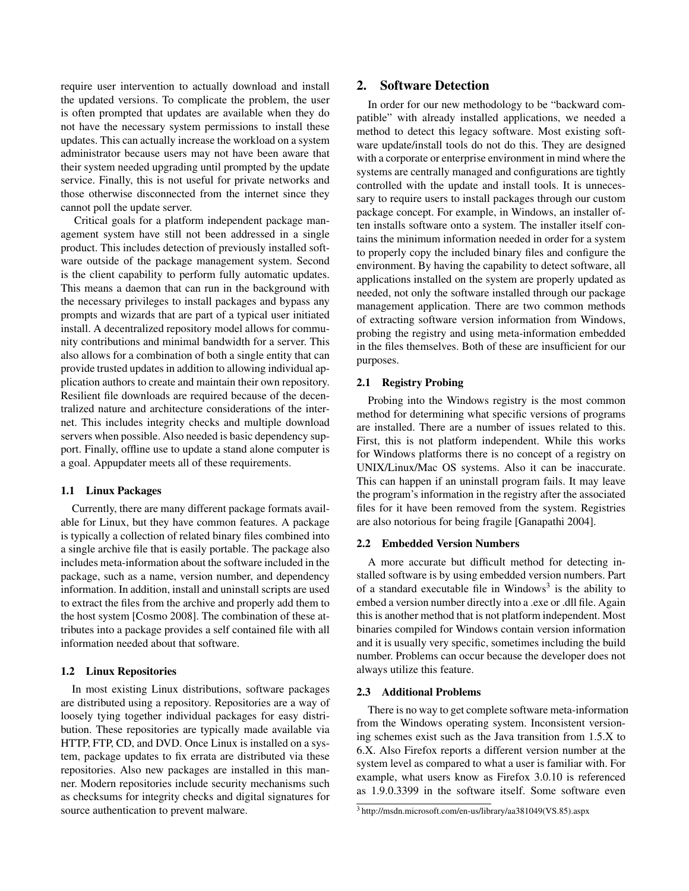require user intervention to actually download and install the updated versions. To complicate the problem, the user is often prompted that updates are available when they do not have the necessary system permissions to install these updates. This can actually increase the workload on a system administrator because users may not have been aware that their system needed upgrading until prompted by the update service. Finally, this is not useful for private networks and those otherwise disconnected from the internet since they cannot poll the update server.

Critical goals for a platform independent package management system have still not been addressed in a single product. This includes detection of previously installed software outside of the package management system. Second is the client capability to perform fully automatic updates. This means a daemon that can run in the background with the necessary privileges to install packages and bypass any prompts and wizards that are part of a typical user initiated install. A decentralized repository model allows for community contributions and minimal bandwidth for a server. This also allows for a combination of both a single entity that can provide trusted updates in addition to allowing individual application authors to create and maintain their own repository. Resilient file downloads are required because of the decentralized nature and architecture considerations of the internet. This includes integrity checks and multiple download servers when possible. Also needed is basic dependency support. Finally, offline use to update a stand alone computer is a goal. Appupdater meets all of these requirements.

### 1.1 Linux Packages

Currently, there are many different package formats available for Linux, but they have common features. A package is typically a collection of related binary files combined into a single archive file that is easily portable. The package also includes meta-information about the software included in the package, such as a name, version number, and dependency information. In addition, install and uninstall scripts are used to extract the files from the archive and properly add them to the host system [Cosmo 2008]. The combination of these attributes into a package provides a self contained file with all information needed about that software.

### 1.2 Linux Repositories

In most existing Linux distributions, software packages are distributed using a repository. Repositories are a way of loosely tying together individual packages for easy distribution. These repositories are typically made available via HTTP, FTP, CD, and DVD. Once Linux is installed on a system, package updates to fix errata are distributed via these repositories. Also new packages are installed in this manner. Modern repositories include security mechanisms such as checksums for integrity checks and digital signatures for source authentication to prevent malware.

## 2. Software Detection

In order for our new methodology to be "backward compatible" with already installed applications, we needed a method to detect this legacy software. Most existing software update/install tools do not do this. They are designed with a corporate or enterprise environment in mind where the systems are centrally managed and configurations are tightly controlled with the update and install tools. It is unnecessary to require users to install packages through our custom package concept. For example, in Windows, an installer often installs software onto a system. The installer itself contains the minimum information needed in order for a system to properly copy the included binary files and configure the environment. By having the capability to detect software, all applications installed on the system are properly updated as needed, not only the software installed through our package management application. There are two common methods of extracting software version information from Windows, probing the registry and using meta-information embedded in the files themselves. Both of these are insufficient for our purposes.

### 2.1 Registry Probing

Probing into the Windows registry is the most common method for determining what specific versions of programs are installed. There are a number of issues related to this. First, this is not platform independent. While this works for Windows platforms there is no concept of a registry on UNIX/Linux/Mac OS systems. Also it can be inaccurate. This can happen if an uninstall program fails. It may leave the program's information in the registry after the associated files for it have been removed from the system. Registries are also notorious for being fragile [Ganapathi 2004].

### 2.2 Embedded Version Numbers

A more accurate but difficult method for detecting installed software is by using embedded version numbers. Part of a standard executable file in Windows[3] is the ability to embed a version number directly into a .exe or .dll file. Again this is another method that is not platform independent. Most binaries compiled for Windows contain version information and it is usually very specific, sometimes including the build number. Problems can occur because the developer does not always utilize this feature.

### 2.3 Additional Problems

There is no way to get complete software meta-information from the Windows operating system. Inconsistent versioning schemes exist such as the Java transition from 1.5.X to 6.X. Also Firefox reports a different version number at the system level as compared to what a user is familiar with. For example, what users know as Firefox 3.0.10 is referenced as 1.9.0.3399 in the software itself. Some software even

[3] http://msdn.microsoft.com/en-us/library/aa381049(VS.85).aspx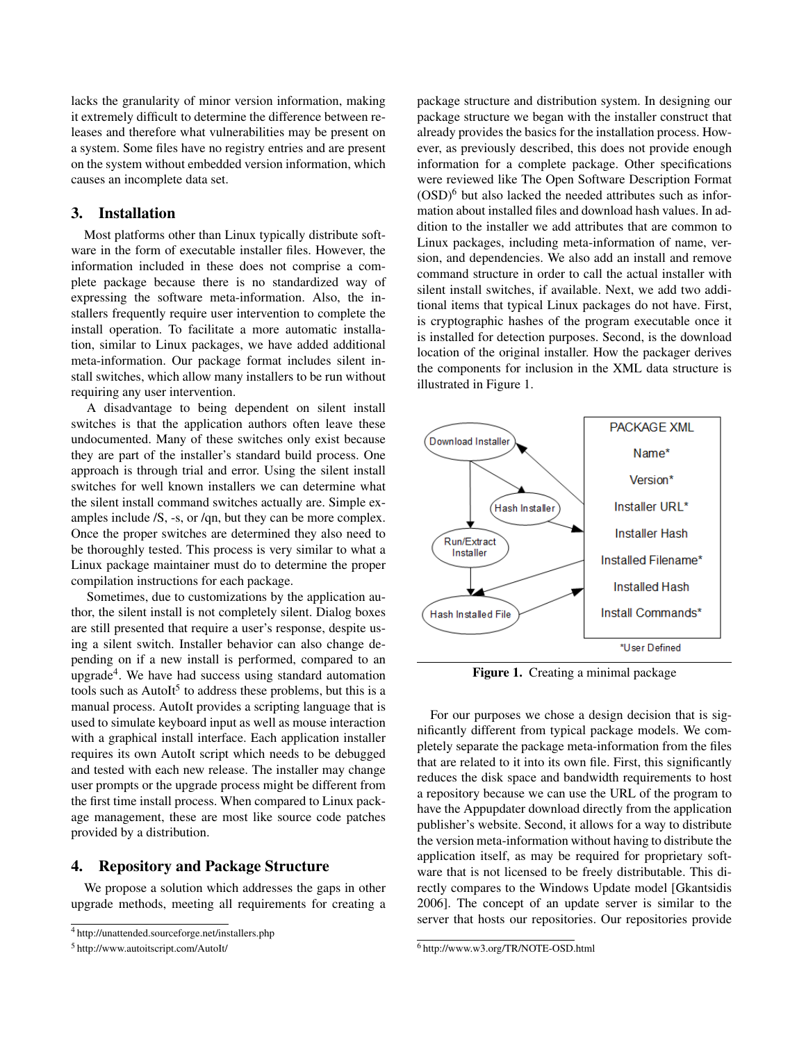lacks the granularity of minor version information, making it extremely difficult to determine the difference between releases and therefore what vulnerabilities may be present on a system. Some files have no registry entries and are present on the system without embedded version information, which causes an incomplete data set.

## 3. Installation

Most platforms other than Linux typically distribute software in the form of executable installer files. However, the information included in these does not comprise a complete package because there is no standardized way of expressing the software meta-information. Also, the installers frequently require user intervention to complete the install operation. To facilitate a more automatic installation, similar to Linux packages, we have added additional meta-information. Our package format includes silent install switches, which allow many installers to be run without requiring any user intervention.

A disadvantage to being dependent on silent install switches is that the application authors often leave these undocumented. Many of these switches only exist because they are part of the installer's standard build process. One approach is through trial and error. Using the silent install switches for well known installers we can determine what the silent install command switches actually are. Simple examples include /S, -s, or /qn, but they can be more complex. Once the proper switches are determined they also need to be thoroughly tested. This process is very similar to what a Linux package maintainer must do to determine the proper compilation instructions for each package.

Sometimes, due to customizations by the application author, the silent install is not completely silent. Dialog boxes are still presented that require a user's response, despite using a silent switch. Installer behavior can also change depending on if a new install is performed, compared to an upgrade[4]. We have had success using standard automation tools such as AutoIt[5] to address these problems, but this is a manual process. AutoIt provides a scripting language that is used to simulate keyboard input as well as mouse interaction with a graphical install interface. Each application installer requires its own AutoIt script which needs to be debugged and tested with each new release. The installer may change user prompts or the upgrade process might be different from the first time install process. When compared to Linux package management, these are most like source code patches provided by a distribution.

## 4. Repository and Package Structure

We propose a solution which addresses the gaps in other upgrade methods, meeting all requirements for creating a package structure and distribution system. In designing our package structure we began with the installer construct that already provides the basics for the installation process. However, as previously described, this does not provide enough information for a complete package. Other specifications were reviewed like The Open Software Description Format (OSD)[6] but also lacked the needed attributes such as information about installed files and download hash values. In addition to the installer we add attributes that are common to Linux packages, including meta-information of name, version, and dependencies. We also add an install and remove command structure in order to call the actual installer with silent install switches, if available. Next, we add two additional items that typical Linux packages do not have. First, is cryptographic hashes of the program executable once it is installed for detection purposes. Second, is the download location of the original installer. How the packager derives the components for inclusion in the XML data structure is illustrated in Figure 1.

Download Installer
Hash Installer
Run/Extract Installer
Hash Installed File
PACKAGE XML
Name*
Version*
Installer URL*
Installer Hash
Installed Filename*
Installed Hash
Install Commands*
*User Defined

**Figure 1.** Creating a minimal package

For our purposes we chose a design decision that is significantly different from typical package models. We completely separate the package meta-information from the files that are related to it into its own file. First, this significantly reduces the disk space and bandwidth requirements to host a repository because we can use the URL of the program to have the Appupdater download directly from the application publisher's website. Second, it allows for a way to distribute the version meta-information without having to distribute the application itself, as may be required for proprietary software that is not licensed to be freely distributable. This directly compares to the Windows Update model [Gkantsidis 2006]. The concept of an update server is similar to the server that hosts our repositories. Our repositories provide

[4] http://unattended.sourceforge.net/installers.php

[5] http://www.autoitscript.com/AutoIt/

[6] http://www.w3.org/TR/NOTE-OSD.html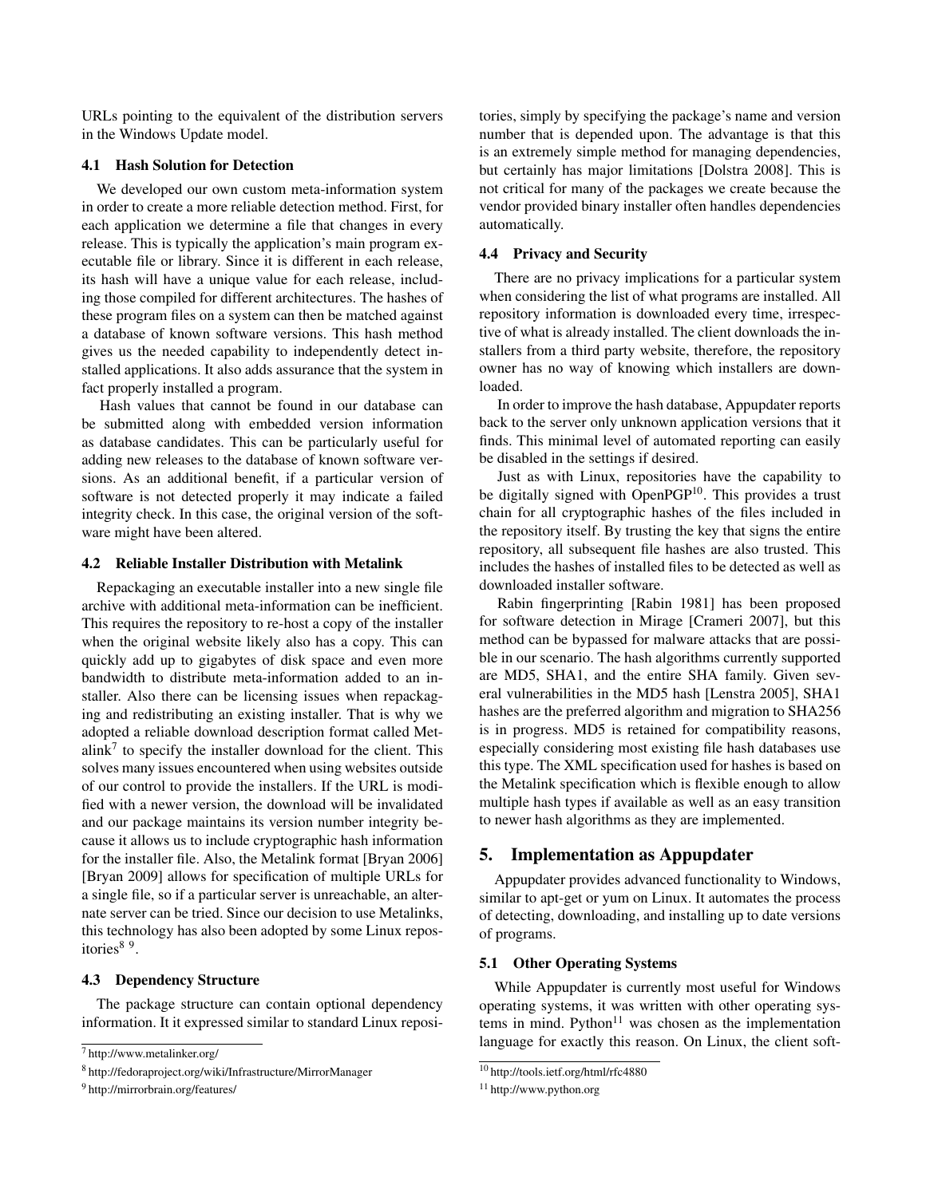URLs pointing to the equivalent of the distribution servers in the Windows Update model.

### 4.1 Hash Solution for Detection

We developed our own custom meta-information system in order to create a more reliable detection method. First, for each application we determine a file that changes in every release. This is typically the application's main program executable file or library. Since it is different in each release, its hash will have a unique value for each release, including those compiled for different architectures. The hashes of these program files on a system can then be matched against a database of known software versions. This hash method gives us the needed capability to independently detect installed applications. It also adds assurance that the system in fact properly installed a program.

Hash values that cannot be found in our database can be submitted along with embedded version information as database candidates. This can be particularly useful for adding new releases to the database of known software versions. As an additional benefit, if a particular version of software is not detected properly it may indicate a failed integrity check. In this case, the original version of the software might have been altered.

### 4.2 Reliable Installer Distribution with Metalink

Repackaging an executable installer into a new single file archive with additional meta-information can be inefficient. This requires the repository to re-host a copy of the installer when the original website likely also has a copy. This can quickly add up to gigabytes of disk space and even more bandwidth to distribute meta-information added to an installer. Also there can be licensing issues when repackaging and redistributing an existing installer. That is why we adopted a reliable download description format called Metalink[7] to specify the installer download for the client. This solves many issues encountered when using websites outside of our control to provide the installers. If the URL is modified with a newer version, the download will be invalidated and our package maintains its version number integrity because it allows us to include cryptographic hash information for the installer file. Also, the Metalink format [Bryan 2006] [Bryan 2009] allows for specification of multiple URLs for a single file, so if a particular server is unreachable, an alternate server can be tried. Since our decision to use Metalinks, this technology has also been adopted by some Linux repositories[8] [9].

### 4.3 Dependency Structure

The package structure can contain optional dependency information. It it expressed similar to standard Linux repositories, simply by specifying the package's name and version number that is depended upon. The advantage is that this is an extremely simple method for managing dependencies, but certainly has major limitations [Dolstra 2008]. This is not critical for many of the packages we create because the vendor provided binary installer often handles dependencies automatically.

### 4.4 Privacy and Security

There are no privacy implications for a particular system when considering the list of what programs are installed. All repository information is downloaded every time, irrespective of what is already installed. The client downloads the installers from a third party website, therefore, the repository owner has no way of knowing which installers are downloaded.

In order to improve the hash database, Appupdater reports back to the server only unknown application versions that it finds. This minimal level of automated reporting can easily be disabled in the settings if desired.

Just as with Linux, repositories have the capability to be digitally signed with OpenPGP[10]. This provides a trust chain for all cryptographic hashes of the files included in the repository itself. By trusting the key that signs the entire repository, all subsequent file hashes are also trusted. This includes the hashes of installed files to be detected as well as downloaded installer software.

Rabin fingerprinting [Rabin 1981] has been proposed for software detection in Mirage [Crameri 2007], but this method can be bypassed for malware attacks that are possible in our scenario. The hash algorithms currently supported are MD5, SHA1, and the entire SHA family. Given several vulnerabilities in the MD5 hash [Lenstra 2005], SHA1 hashes are the preferred algorithm and migration to SHA256 is in progress. MD5 is retained for compatibility reasons, especially considering most existing file hash databases use this type. The XML specification used for hashes is based on the Metalink specification which is flexible enough to allow multiple hash types if available as well as an easy transition to newer hash algorithms as they are implemented.

## 5. Implementation as Appupdater

Appupdater provides advanced functionality to Windows, similar to apt-get or yum on Linux. It automates the process of detecting, downloading, and installing up to date versions of programs.

### 5.1 Other Operating Systems

While Appupdater is currently most useful for Windows operating systems, it was written with other operating systems in mind. Python[11] was chosen as the implementation language for exactly this reason. On Linux, the client soft-

[7] http://www.metalinker.org/

[8] http://fedoraproject.org/wiki/Infrastructure/MirrorManager

[9] http://mirrorbrain.org/features/

[10] http://tools.ietf.org/html/rfc4880

[11] http://www.python.org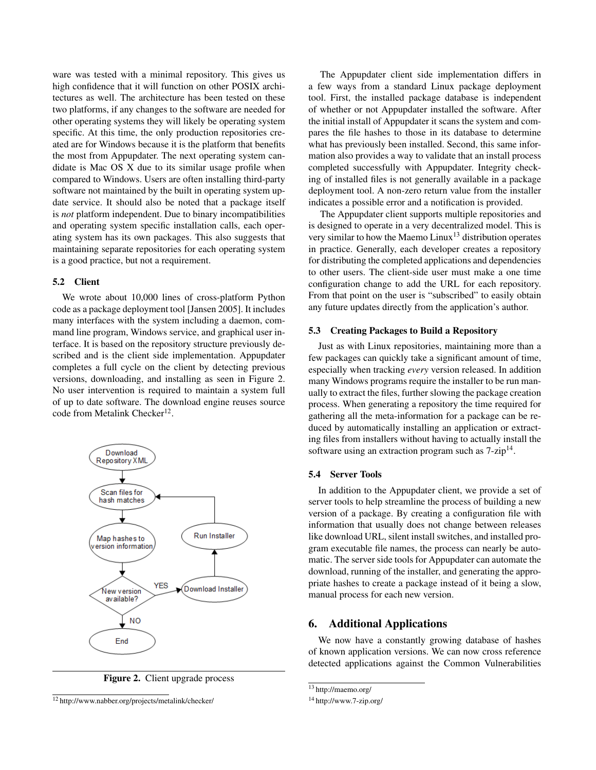ware was tested with a minimal repository. This gives us high confidence that it will function on other POSIX architectures as well. The architecture has been tested on these two platforms, if any changes to the software are needed for other operating systems they will likely be operating system specific. At this time, the only production repositories created are for Windows because it is the platform that benefits the most from Appupdater. The next operating system candidate is Mac OS X due to its similar usage profile when compared to Windows. Users are often installing third-party software not maintained by the built in operating system update service. It should also be noted that a package itself is *not* platform independent. Due to binary incompatibilities and operating system specific installation calls, each operating system has its own packages. This also suggests that maintaining separate repositories for each operating system is a good practice, but not a requirement.

### 5.2 Client

We wrote about 10,000 lines of cross-platform Python code as a package deployment tool [Jansen 2005]. It includes many interfaces with the system including a daemon, command line program, Windows service, and graphical user interface. It is based on the repository structure previously described and is the client side implementation. Appupdater completes a full cycle on the client by detecting previous versions, downloading, and installing as seen in Figure 2. No user intervention is required to maintain a system full of up to date software. The download engine reuses source code from Metalink Checker[12].

Figure 2. Client upgrade process

The Appupdater client side implementation differs in a few ways from a standard Linux package deployment tool. First, the installed package database is independent of whether or not Appupdater installed the software. After the initial install of Appupdater it scans the system and compares the file hashes to those in its database to determine what has previously been installed. Second, this same information also provides a way to validate that an install process completed successfully with Appupdater. Integrity checking of installed files is not generally available in a package deployment tool. A non-zero return value from the installer indicates a possible error and a notification is provided.

The Appupdater client supports multiple repositories and is designed to operate in a very decentralized model. This is very similar to how the Maemo Linux[13] distribution operates in practice. Generally, each developer creates a repository for distributing the completed applications and dependencies to other users. The client-side user must make a one time configuration change to add the URL for each repository. From that point on the user is "subscribed" to easily obtain any future updates directly from the application's author.

### 5.3 Creating Packages to Build a Repository

Just as with Linux repositories, maintaining more than a few packages can quickly take a significant amount of time, especially when tracking *every* version released. In addition many Windows programs require the installer to be run manually to extract the files, further slowing the package creation process. When generating a repository the time required for gathering all the meta-information for a package can be reduced by automatically installing an application or extracting files from installers without having to actually install the software using an extraction program such as 7-zip[14].

### 5.4 Server Tools

In addition to the Appupdater client, we provide a set of server tools to help streamline the process of building a new version of a package. By creating a configuration file with information that usually does not change between releases like download URL, silent install switches, and installed program executable file names, the process can nearly be automatic. The server side tools for Appupdater can automate the download, running of the installer, and generating the appropriate hashes to create a package instead of it being a slow, manual process for each new version.

## 6. Additional Applications

We now have a constantly growing database of hashes of known application versions. We can now cross reference detected applications against the Common Vulnerabilities

[12] http://www.nabber.org/projects/metalink/checker/

[13] http://maemo.org/

[14] http://www.7-zip.org/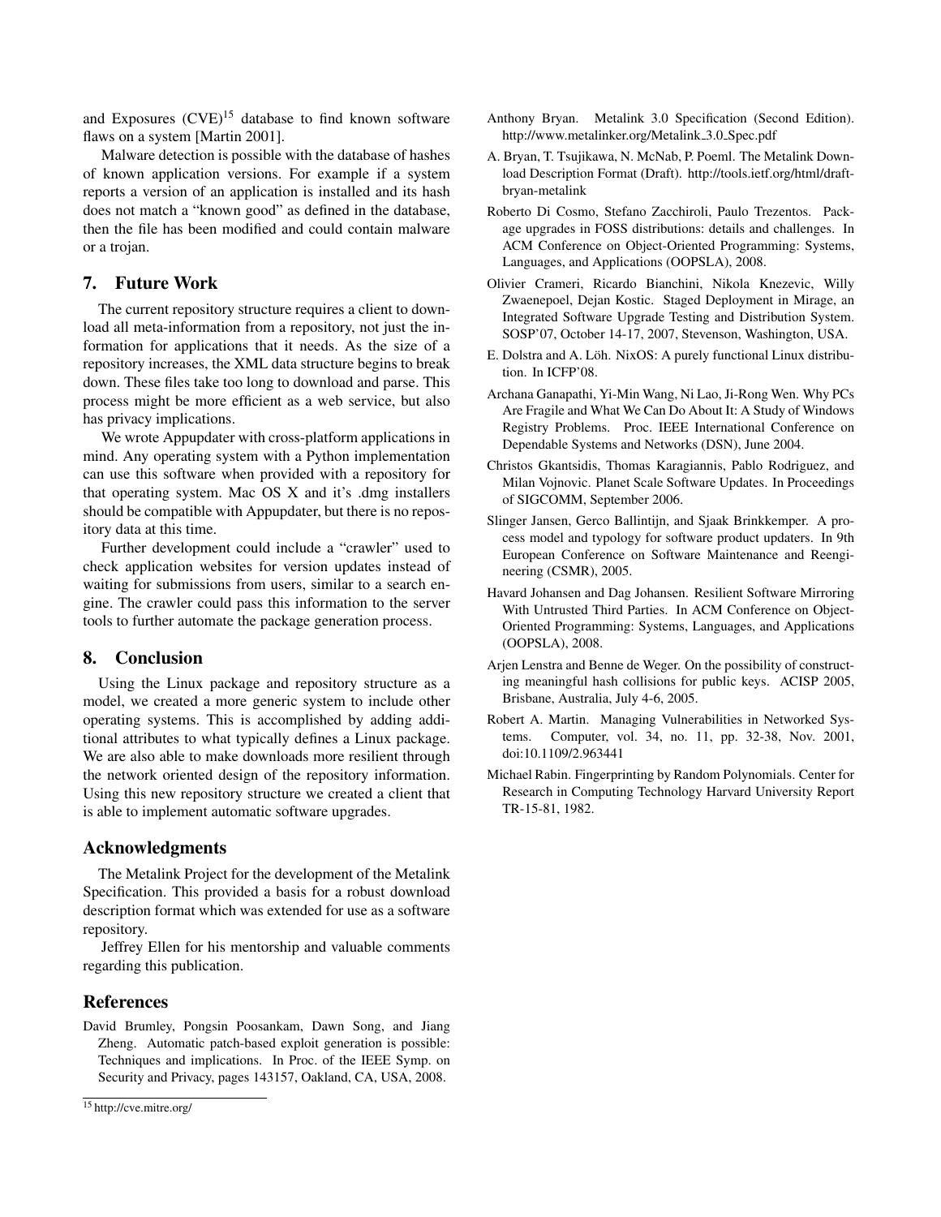and Exposures (CVE)[15] database to find known software flaws on a system [Martin 2001].

Malware detection is possible with the database of hashes of known application versions. For example if a system reports a version of an application is installed and its hash does not match a "known good" as defined in the database, then the file has been modified and could contain malware or a trojan.

## 7. Future Work

The current repository structure requires a client to download all meta-information from a repository, not just the information for applications that it needs. As the size of a repository increases, the XML data structure begins to break down. These files take too long to download and parse. This process might be more efficient as a web service, but also has privacy implications.

We wrote Appupdater with cross-platform applications in mind. Any operating system with a Python implementation can use this software when provided with a repository for that operating system. Mac OS X and it's .dmg installers should be compatible with Appupdater, but there is no repository data at this time.

Further development could include a "crawler" used to check application websites for version updates instead of waiting for submissions from users, similar to a search engine. The crawler could pass this information to the server tools to further automate the package generation process.

## 8. Conclusion

Using the Linux package and repository structure as a model, we created a more generic system to include other operating systems. This is accomplished by adding additional attributes to what typically defines a Linux package. We are also able to make downloads more resilient through the network oriented design of the repository information. Using this new repository structure we created a client that is able to implement automatic software upgrades.

## Acknowledgments

The Metalink Project for the development of the Metalink Specification. This provided a basis for a robust download description format which was extended for use as a software repository.

Jeffrey Ellen for his mentorship and valuable comments regarding this publication.

## References

David Brumley, Pongsin Poosankam, Dawn Song, and Jiang Zheng. Automatic patch-based exploit generation is possible: Techniques and implications. In Proc. of the IEEE Symp. on Security and Privacy, pages 143157, Oakland, CA, USA, 2008.

Anthony Bryan. Metalink 3.0 Specification (Second Edition). http://www.metalinker.org/Metalink_3.0_Spec.pdf

A. Bryan, T. Tsujikawa, N. McNab, P. Poeml. The Metalink Download Description Format (Draft). http://tools.ietf.org/html/draft-bryan-metalink

Roberto Di Cosmo, Stefano Zacchiroli, Paulo Trezentos. Package upgrades in FOSS distributions: details and challenges. In ACM Conference on Object-Oriented Programming: Systems, Languages, and Applications (OOPSLA), 2008.

Olivier Crameri, Ricardo Bianchini, Nikola Knezevic, Willy Zwaenepoel, Dejan Kostic. Staged Deployment in Mirage, an Integrated Software Upgrade Testing and Distribution System. SOSP'07, October 14-17, 2007, Stevenson, Washington, USA.

E. Dolstra and A. Löh. NixOS: A purely functional Linux distribution. In ICFP'08.

Archana Ganapathi, Yi-Min Wang, Ni Lao, Ji-Rong Wen. Why PCs Are Fragile and What We Can Do About It: A Study of Windows Registry Problems. Proc. IEEE International Conference on Dependable Systems and Networks (DSN), June 2004.

Christos Gkantsidis, Thomas Karagiannis, Pablo Rodriguez, and Milan Vojnovic. Planet Scale Software Updates. In Proceedings of SIGCOMM, September 2006.

Slinger Jansen, Gerco Ballintijn, and Sjaak Brinkkemper. A process model and typology for software product updaters. In 9th European Conference on Software Maintenance and Reengineering (CSMR), 2005.

Havard Johansen and Dag Johansen. Resilient Software Mirroring With Untrusted Third Parties. In ACM Conference on Object-Oriented Programming: Systems, Languages, and Applications (OOPSLA), 2008.

Arjen Lenstra and Benne de Weger. On the possibility of constructing meaningful hash collisions for public keys. ACISP 2005, Brisbane, Australia, July 4-6, 2005.

Robert A. Martin. Managing Vulnerabilities in Networked Systems. Computer, vol. 34, no. 11, pp. 32-38, Nov. 2001, doi:10.1109/2.963441

Michael Rabin. Fingerprinting by Random Polynomials. Center for Research in Computing Technology Harvard University Report TR-15-81, 1982.

[15] http://cve.mitre.org/